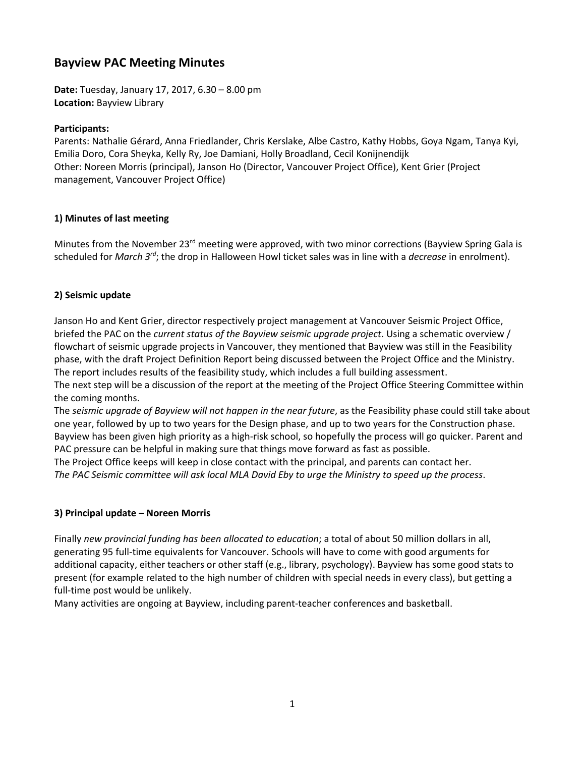# Bayview PAC Meeting Minutes

**Date:** Tuesday, January 17, 2017, 6.30 – 8.00 pm
**Location:** Bayview Library

**Participants:**
Parents: Nathalie Gérard, Anna Friedlander, Chris Kerslake, Albe Castro, Kathy Hobbs, Goya Ngam, Tanya Kyi, Emilia Doro, Cora Sheyka, Kelly Ry, Joe Damiani, Holly Broadland, Cecil Konijnendijk
Other: Noreen Morris (principal), Janson Ho (Director, Vancouver Project Office), Kent Grier (Project management, Vancouver Project Office)

### 1) Minutes of last meeting

Minutes from the November 23rd meeting were approved, with two minor corrections (Bayview Spring Gala is scheduled for *March 3rd*; the drop in Halloween Howl ticket sales was in line with a *decrease* in enrolment).

### 2) Seismic update

Janson Ho and Kent Grier, director respectively project management at Vancouver Seismic Project Office, briefed the PAC on the *current status of the Bayview seismic upgrade project*. Using a schematic overview / flowchart of seismic upgrade projects in Vancouver, they mentioned that Bayview was still in the Feasibility phase, with the draft Project Definition Report being discussed between the Project Office and the Ministry. The report includes results of the feasibility study, which includes a full building assessment.
The next step will be a discussion of the report at the meeting of the Project Office Steering Committee within the coming months.
The *seismic upgrade of Bayview will not happen in the near future*, as the Feasibility phase could still take about one year, followed by up to two years for the Design phase, and up to two years for the Construction phase. Bayview has been given high priority as a high-risk school, so hopefully the process will go quicker. Parent and PAC pressure can be helpful in making sure that things move forward as fast as possible.
The Project Office keeps will keep in close contact with the principal, and parents can contact her.
*The PAC Seismic committee will ask local MLA David Eby to urge the Ministry to speed up the process*.

### 3) Principal update – Noreen Morris

Finally *new provincial funding has been allocated to education*; a total of about 50 million dollars in all, generating 95 full-time equivalents for Vancouver. Schools will have to come with good arguments for additional capacity, either teachers or other staff (e.g., library, psychology). Bayview has some good stats to present (for example related to the high number of children with special needs in every class), but getting a full-time post would be unlikely.
Many activities are ongoing at Bayview, including parent-teacher conferences and basketball.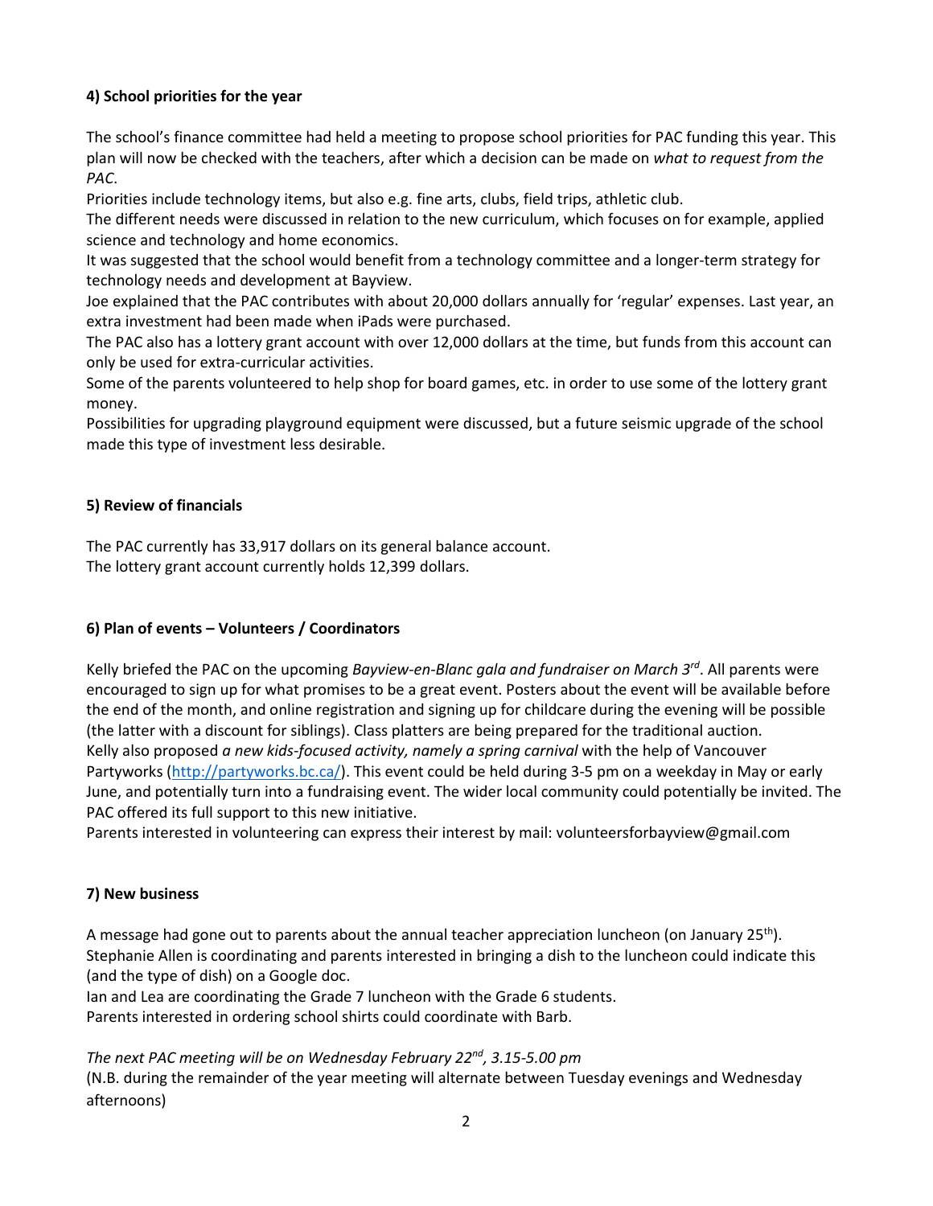#### 4) School priorities for the year

The school's finance committee had held a meeting to propose school priorities for PAC funding this year. This plan will now be checked with the teachers, after which a decision can be made on *what to request from the PAC*.

Priorities include technology items, but also e.g. fine arts, clubs, field trips, athletic club.

The different needs were discussed in relation to the new curriculum, which focuses on for example, applied science and technology and home economics.

It was suggested that the school would benefit from a technology committee and a longer-term strategy for technology needs and development at Bayview.

Joe explained that the PAC contributes with about 20,000 dollars annually for 'regular' expenses. Last year, an extra investment had been made when iPads were purchased.

The PAC also has a lottery grant account with over 12,000 dollars at the time, but funds from this account can only be used for extra-curricular activities.

Some of the parents volunteered to help shop for board games, etc. in order to use some of the lottery grant money.

Possibilities for upgrading playground equipment were discussed, but a future seismic upgrade of the school made this type of investment less desirable.

#### 5) Review of financials

The PAC currently has 33,917 dollars on its general balance account.
The lottery grant account currently holds 12,399 dollars.

#### 6) Plan of events – Volunteers / Coordinators

Kelly briefed the PAC on the upcoming *Bayview-en-Blanc gala and fundraiser on March 3rd*. All parents were encouraged to sign up for what promises to be a great event. Posters about the event will be available before the end of the month, and online registration and signing up for childcare during the evening will be possible (the latter with a discount for siblings). Class platters are being prepared for the traditional auction.
Kelly also proposed *a new kids-focused activity, namely a spring carnival* with the help of Vancouver Partyworks (http://partyworks.bc.ca/). This event could be held during 3-5 pm on a weekday in May or early June, and potentially turn into a fundraising event. The wider local community could potentially be invited. The PAC offered its full support to this new initiative.
Parents interested in volunteering can express their interest by mail: volunteersforbayview@gmail.com

#### 7) New business

A message had gone out to parents about the annual teacher appreciation luncheon (on January 25th).
Stephanie Allen is coordinating and parents interested in bringing a dish to the luncheon could indicate this (and the type of dish) on a Google doc.
Ian and Lea are coordinating the Grade 7 luncheon with the Grade 6 students.
Parents interested in ordering school shirts could coordinate with Barb.

*The next PAC meeting will be on Wednesday February 22nd, 3.15-5.00 pm*
(N.B. during the remainder of the year meeting will alternate between Tuesday evenings and Wednesday afternoons)